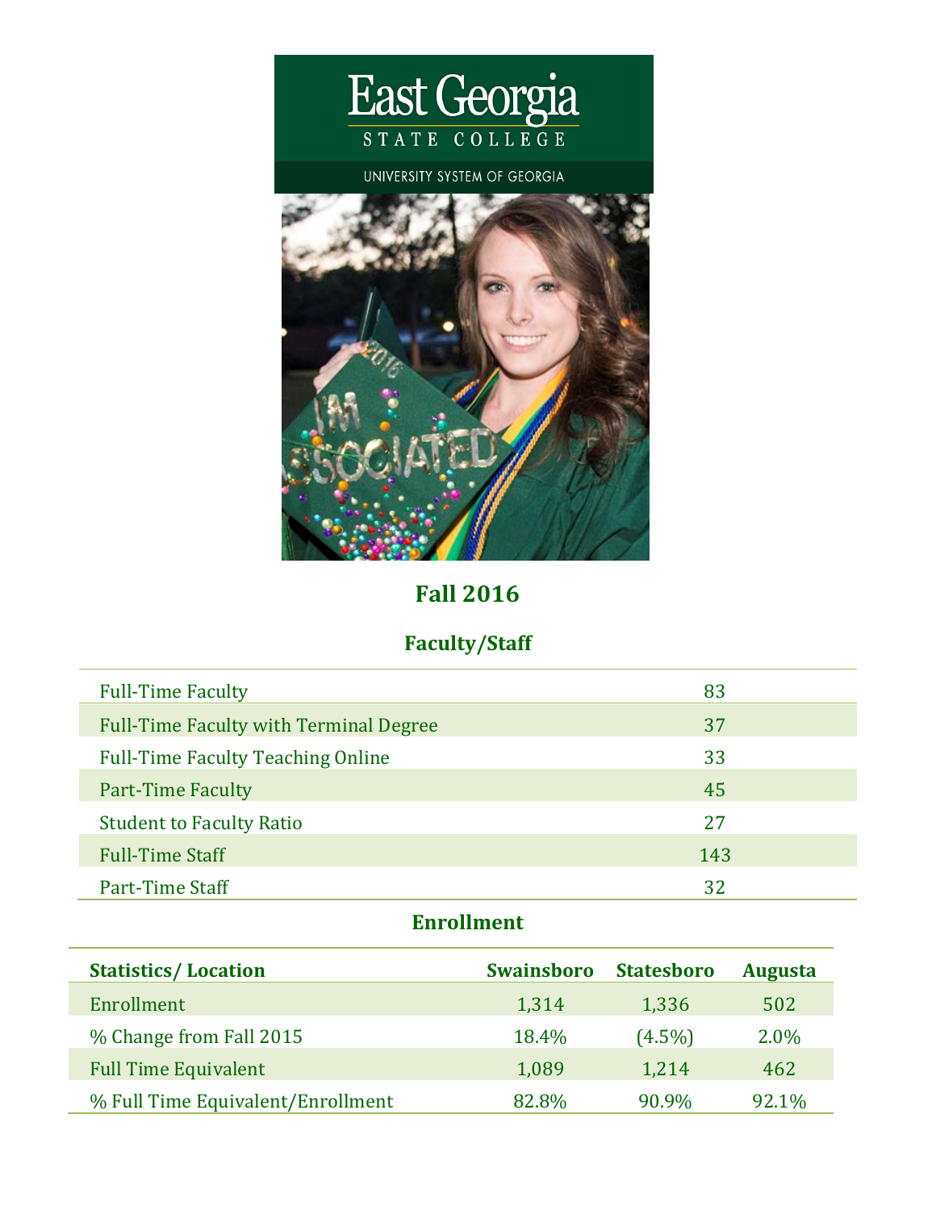# East Georgia State College

UNIVERSITY SYSTEM OF GEORGIA

## Fall 2016

### Faculty/Staff

| | |
|---|---|
| Full-Time Faculty | 83 |
| Full-Time Faculty with Terminal Degree | 37 |
| Full-Time Faculty Teaching Online | 33 |
| Part-Time Faculty | 45 |
| Student to Faculty Ratio | 27 |
| Full-Time Staff | 143 |
| Part-Time Staff | 32 |

### Enrollment

| Statistics/ Location | Swainsboro | Statesboro | Augusta |
|---|---|---|---|
| Enrollment | 1,314 | 1,336 | 502 |
| % Change from Fall 2015 | 18.4% | (4.5%) | 2.0% |
| Full Time Equivalent | 1,089 | 1,214 | 462 |
| % Full Time Equivalent/Enrollment | 82.8% | 90.9% | 92.1% |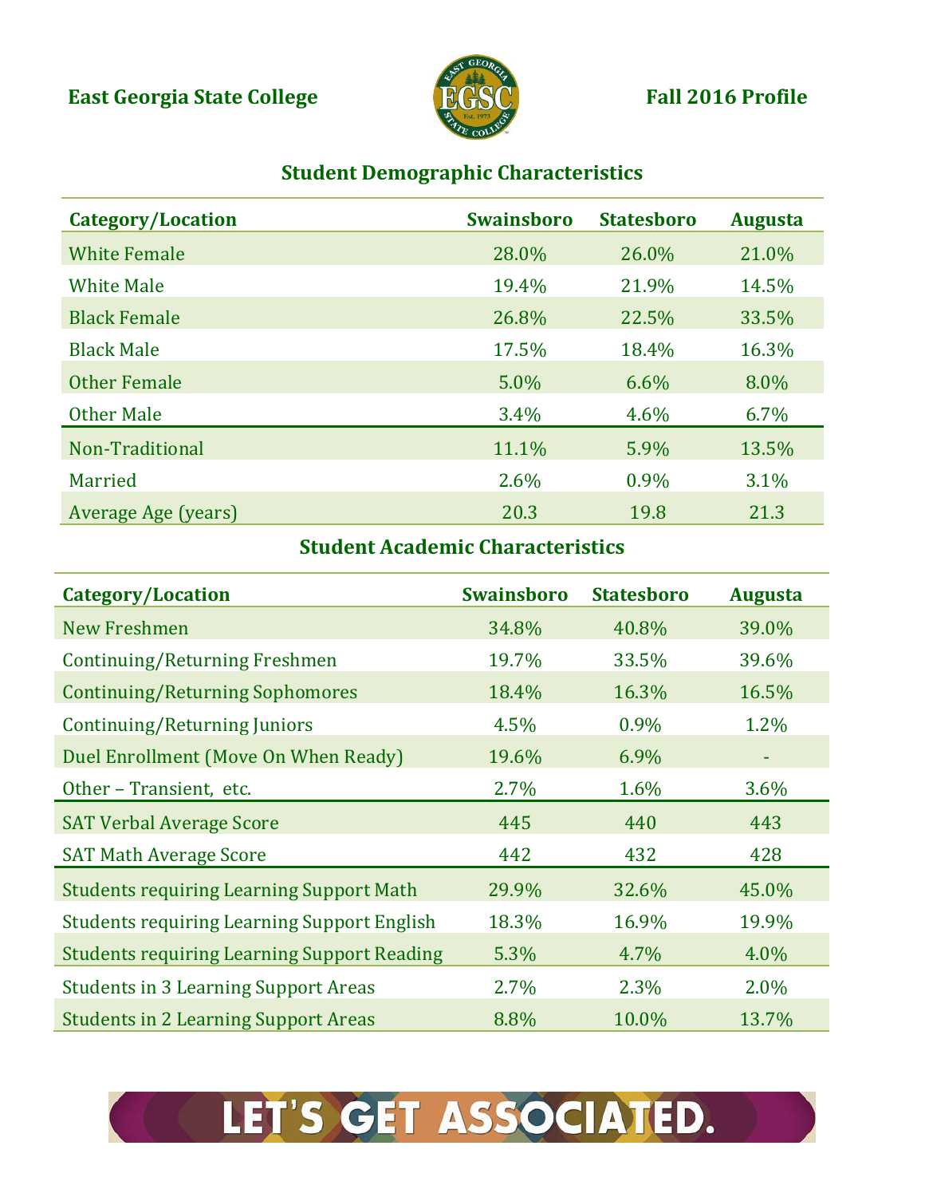**East Georgia State College** **Fall 2016 Profile**

## Student Demographic Characteristics

| Category/Location | Swainsboro | Statesboro | Augusta |
|---|---|---|---|
| White Female | 28.0% | 26.0% | 21.0% |
| White Male | 19.4% | 21.9% | 14.5% |
| Black Female | 26.8% | 22.5% | 33.5% |
| Black Male | 17.5% | 18.4% | 16.3% |
| Other Female | 5.0% | 6.6% | 8.0% |
| Other Male | 3.4% | 4.6% | 6.7% |
| Non-Traditional | 11.1% | 5.9% | 13.5% |
| Married | 2.6% | 0.9% | 3.1% |
| Average Age (years) | 20.3 | 19.8 | 21.3 |

## Student Academic Characteristics

| Category/Location | Swainsboro | Statesboro | Augusta |
|---|---|---|---|
| New Freshmen | 34.8% | 40.8% | 39.0% |
| Continuing/Returning Freshmen | 19.7% | 33.5% | 39.6% |
| Continuing/Returning Sophomores | 18.4% | 16.3% | 16.5% |
| Continuing/Returning Juniors | 4.5% | 0.9% | 1.2% |
| Duel Enrollment (Move On When Ready) | 19.6% | 6.9% | - |
| Other – Transient, etc. | 2.7% | 1.6% | 3.6% |
| SAT Verbal Average Score | 445 | 440 | 443 |
| SAT Math Average Score | 442 | 432 | 428 |
| Students requiring Learning Support Math | 29.9% | 32.6% | 45.0% |
| Students requiring Learning Support English | 18.3% | 16.9% | 19.9% |
| Students requiring Learning Support Reading | 5.3% | 4.7% | 4.0% |
| Students in 3 Learning Support Areas | 2.7% | 2.3% | 2.0% |
| Students in 2 Learning Support Areas | 8.8% | 10.0% | 13.7% |

LET'S GET ASSOCIATED.